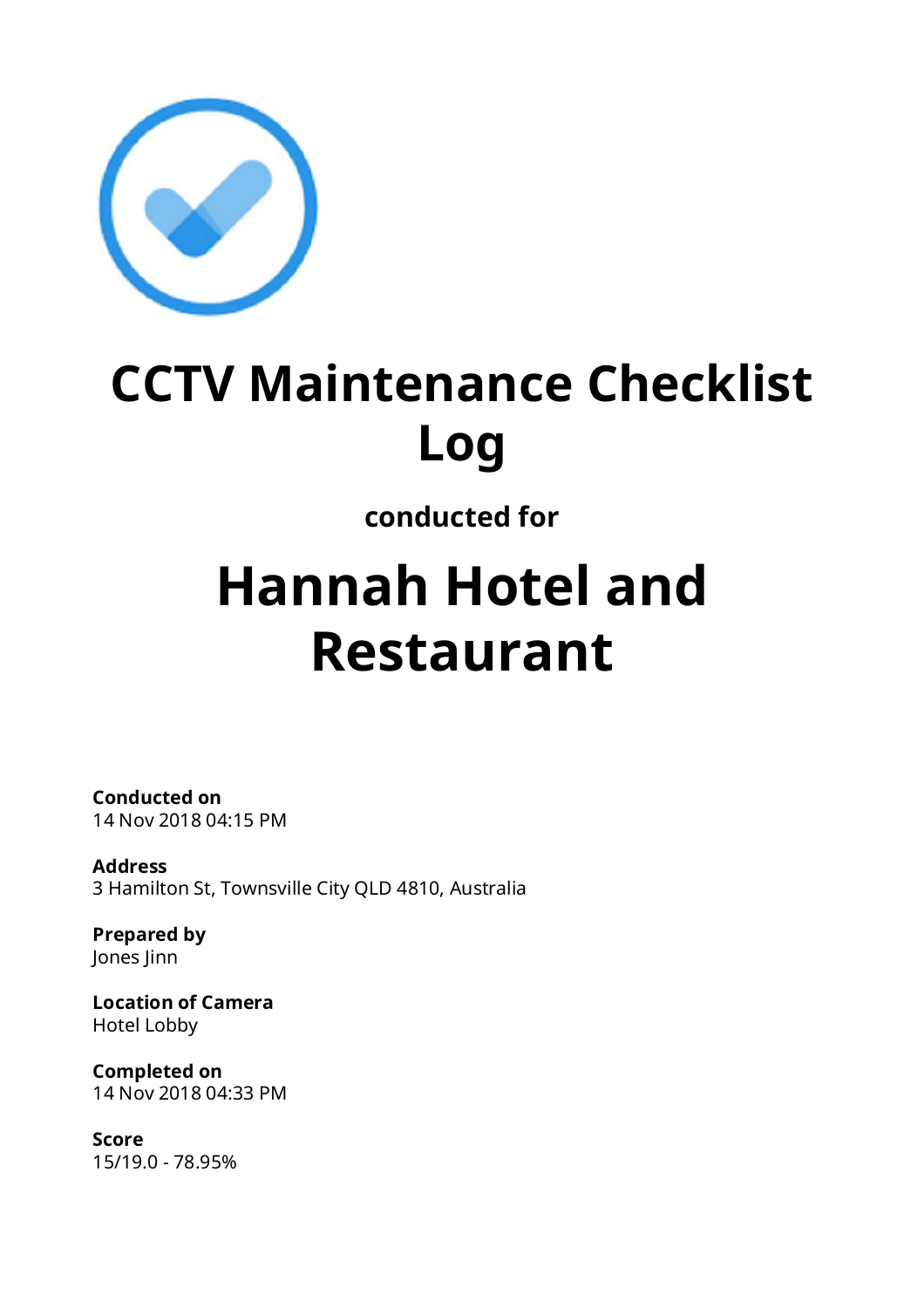# CCTV Maintenance Checklist Log

**conducted for**

# Hannah Hotel and Restaurant

**Conducted on**
14 Nov 2018 04:15 PM

**Address**
3 Hamilton St, Townsville City QLD 4810, Australia

**Prepared by**
Jones Jinn

**Location of Camera**
Hotel Lobby

**Completed on**
14 Nov 2018 04:33 PM

**Score**
15/19.0 - 78.95%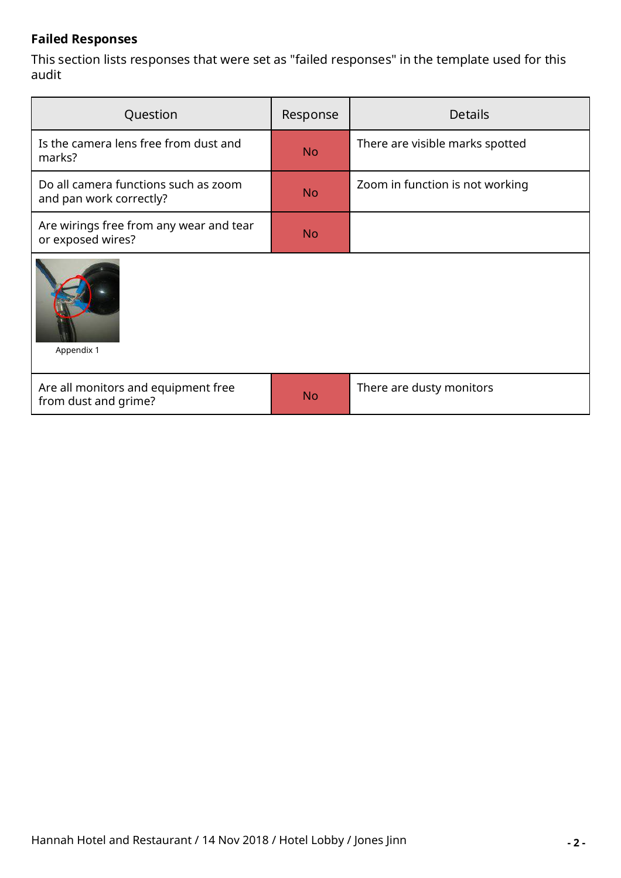**Failed Responses**

This section lists responses that were set as "failed responses" in the template used for this audit

| Question | Response | Details |
| --- | --- | --- |
| Is the camera lens free from dust and marks? | No | There are visible marks spotted |
| Do all camera functions such as zoom and pan work correctly? | No | Zoom in function is not working |
| Are wirings free from any wear and tear or exposed wires? | No | |
| Appendix 1 | | |
| Are all monitors and equipment free from dust and grime? | No | There are dusty monitors |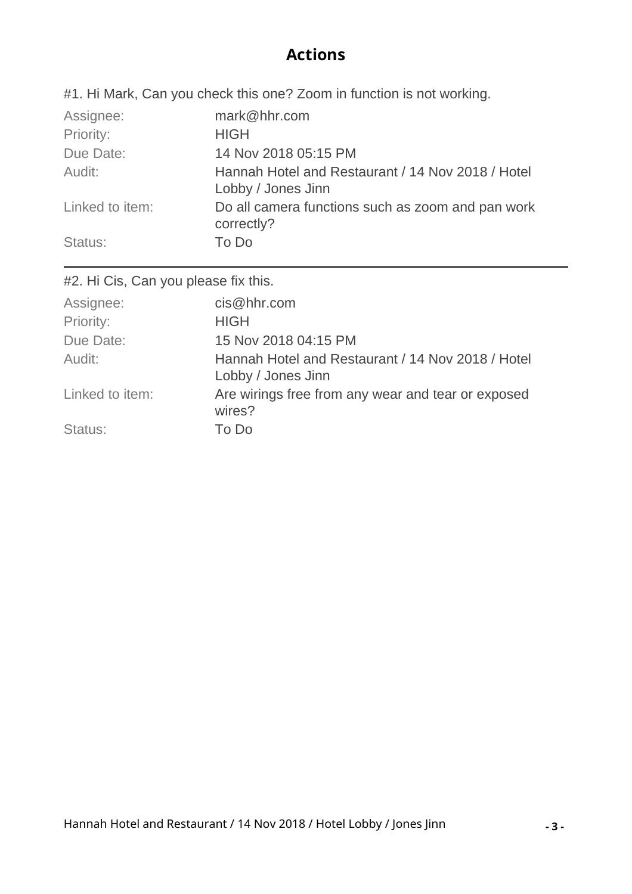## Actions

#1. Hi Mark, Can you check this one? Zoom in function is not working.

| | |
|---|---|
| Assignee: | mark@hhr.com |
| Priority: | HIGH |
| Due Date: | 14 Nov 2018 05:15 PM |
| Audit: | Hannah Hotel and Restaurant / 14 Nov 2018 / Hotel Lobby / Jones Jinn |
| Linked to item: | Do all camera functions such as zoom and pan work correctly? |
| Status: | To Do |

---

#2. Hi Cis, Can you please fix this.

| | |
|---|---|
| Assignee: | cis@hhr.com |
| Priority: | HIGH |
| Due Date: | 15 Nov 2018 04:15 PM |
| Audit: | Hannah Hotel and Restaurant / 14 Nov 2018 / Hotel Lobby / Jones Jinn |
| Linked to item: | Are wirings free from any wear and tear or exposed wires? |
| Status: | To Do |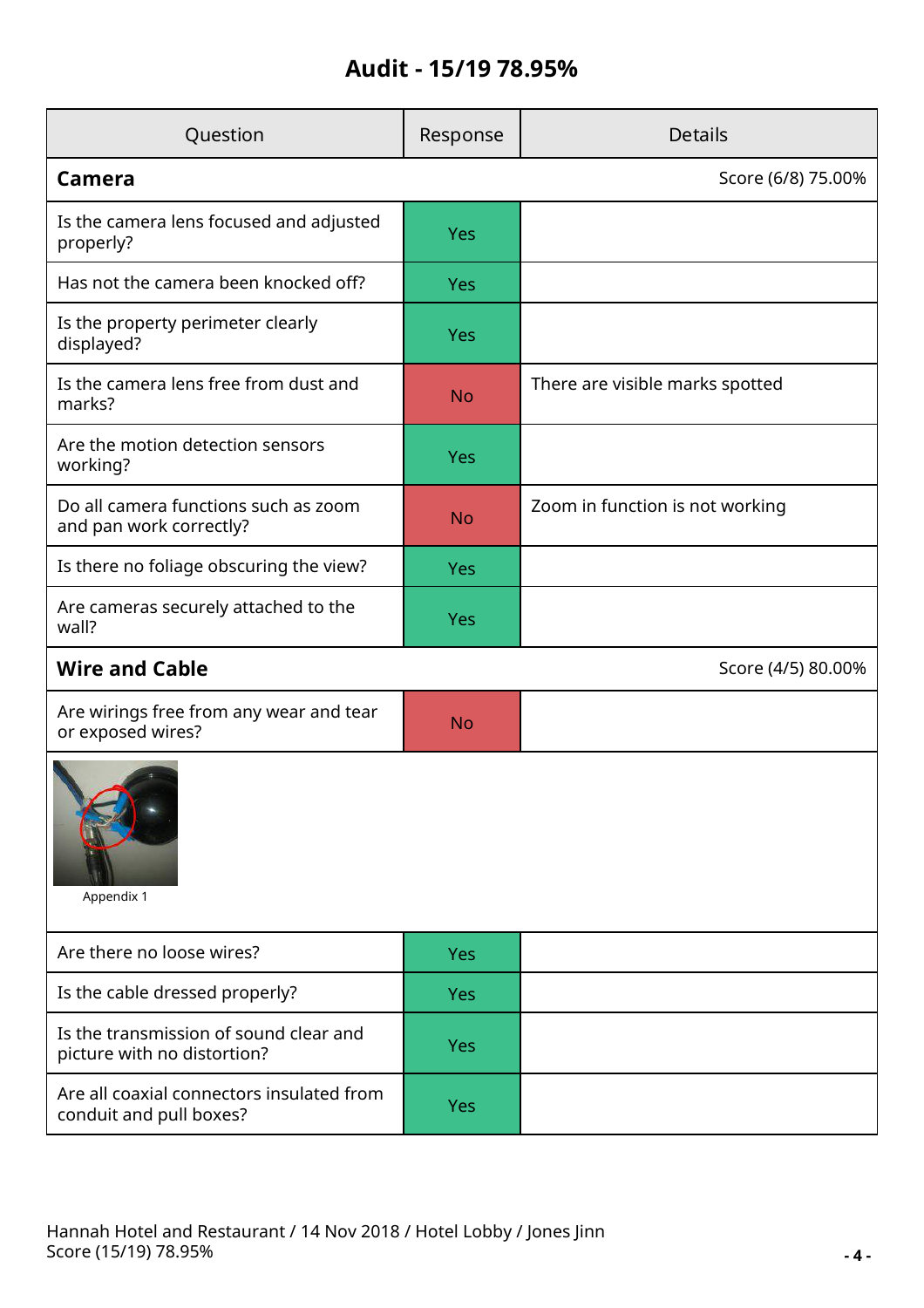## Audit - 15/19 78.95%

| Question | Response | Details |
|---|---|---|
| **Camera** | | Score (6/8) 75.00% |
| Is the camera lens focused and adjusted properly? | Yes | |
| Has not the camera been knocked off? | Yes | |
| Is the property perimeter clearly displayed? | Yes | |
| Is the camera lens free from dust and marks? | No | There are visible marks spotted |
| Are the motion detection sensors working? | Yes | |
| Do all camera functions such as zoom and pan work correctly? | No | Zoom in function is not working |
| Is there no foliage obscuring the view? | Yes | |
| Are cameras securely attached to the wall? | Yes | |
| **Wire and Cable** | | Score (4/5) 80.00% |
| Are wirings free from any wear and tear or exposed wires? | No | |
| Appendix 1 | | |
| Are there no loose wires? | Yes | |
| Is the cable dressed properly? | Yes | |
| Is the transmission of sound clear and picture with no distortion? | Yes | |
| Are all coaxial connectors insulated from conduit and pull boxes? | Yes | |

Hannah Hotel and Restaurant / 14 Nov 2018 / Hotel Lobby / Jones Jinn
Score (15/19) 78.95%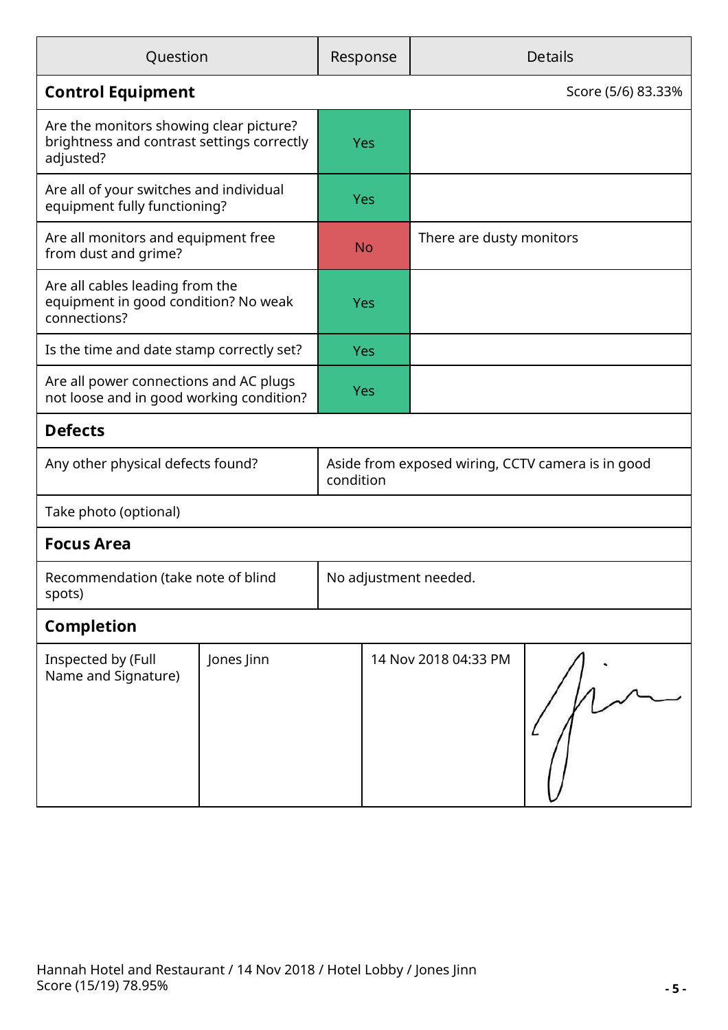| Question | Response | Details |
| --- | --- | --- |
| **Control Equipment** | | Score (5/6) 83.33% |
| Are the monitors showing clear picture? brightness and contrast settings correctly adjusted? | Yes | |
| Are all of your switches and individual equipment fully functioning? | Yes | |
| Are all monitors and equipment free from dust and grime? | No | There are dusty monitors |
| Are all cables leading from the equipment in good condition? No weak connections? | Yes | |
| Is the time and date stamp correctly set? | Yes | |
| Are all power connections and AC plugs not loose and in good working condition? | Yes | |
| **Defects** | | |
| Any other physical defects found? | Aside from exposed wiring, CCTV camera is in good condition | |
| Take photo (optional) | | |
| **Focus Area** | | |
| Recommendation (take note of blind spots) | No adjustment needed. | |
| **Completion** | | |

| Inspected by (Full Name and Signature) | Jones Jinn | 14 Nov 2018 04:33 PM | |
| --- | --- | --- | --- |

Hannah Hotel and Restaurant / 14 Nov 2018 / Hotel Lobby / Jones Jinn
Score (15/19) 78.95%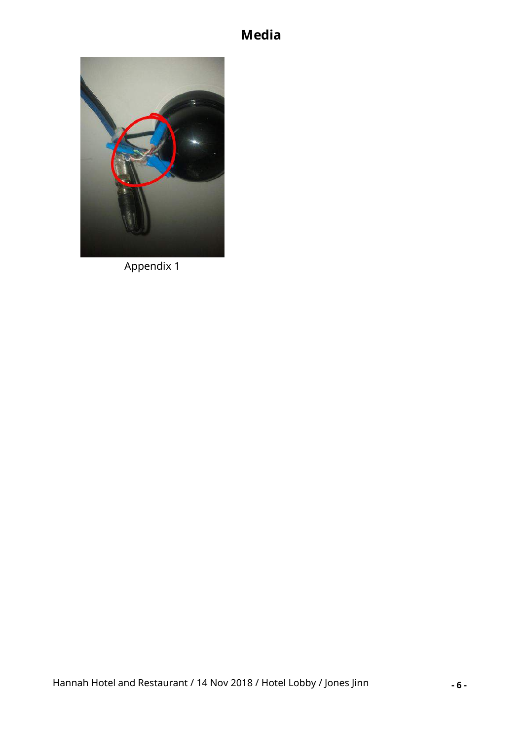## Media

Appendix 1